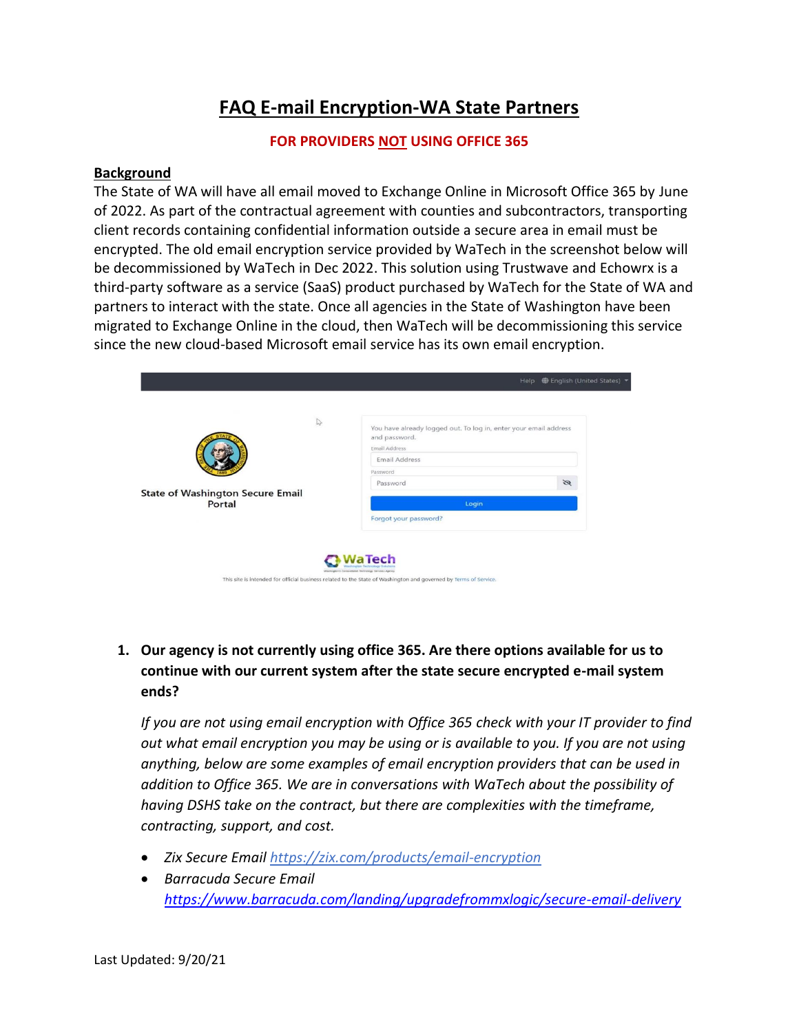# FAQ E-mail Encryption-WA State Partners

**FOR PROVIDERS NOT USING OFFICE 365**

## Background

The State of WA will have all email moved to Exchange Online in Microsoft Office 365 by June of 2022. As part of the contractual agreement with counties and subcontractors, transporting client records containing confidential information outside a secure area in email must be encrypted. The old email encryption service provided by WaTech in the screenshot below will be decommissioned by WaTech in Dec 2022. This solution using Trustwave and Echowrx is a third-party software as a service (SaaS) product purchased by WaTech for the State of WA and partners to interact with the state. Once all agencies in the State of Washington have been migrated to Exchange Online in the cloud, then WaTech will be decommissioning this service since the new cloud-based Microsoft email service has its own email encryption.

1. **Our agency is not currently using office 365. Are there options available for us to continue with our current system after the state secure encrypted e-mail system ends?**

   *If you are not using email encryption with Office 365 check with your IT provider to find out what email encryption you may be using or is available to you. If you are not using anything, below are some examples of email encryption providers that can be used in addition to Office 365. We are in conversations with WaTech about the possibility of having DSHS take on the contract, but there are complexities with the timeframe, contracting, support, and cost.*

   - *Zix Secure Email* *https://zix.com/products/email-encryption*
   - *Barracuda Secure Email* *https://www.barracuda.com/landing/upgradefrommxlogic/secure-email-delivery*

Last Updated: 9/20/21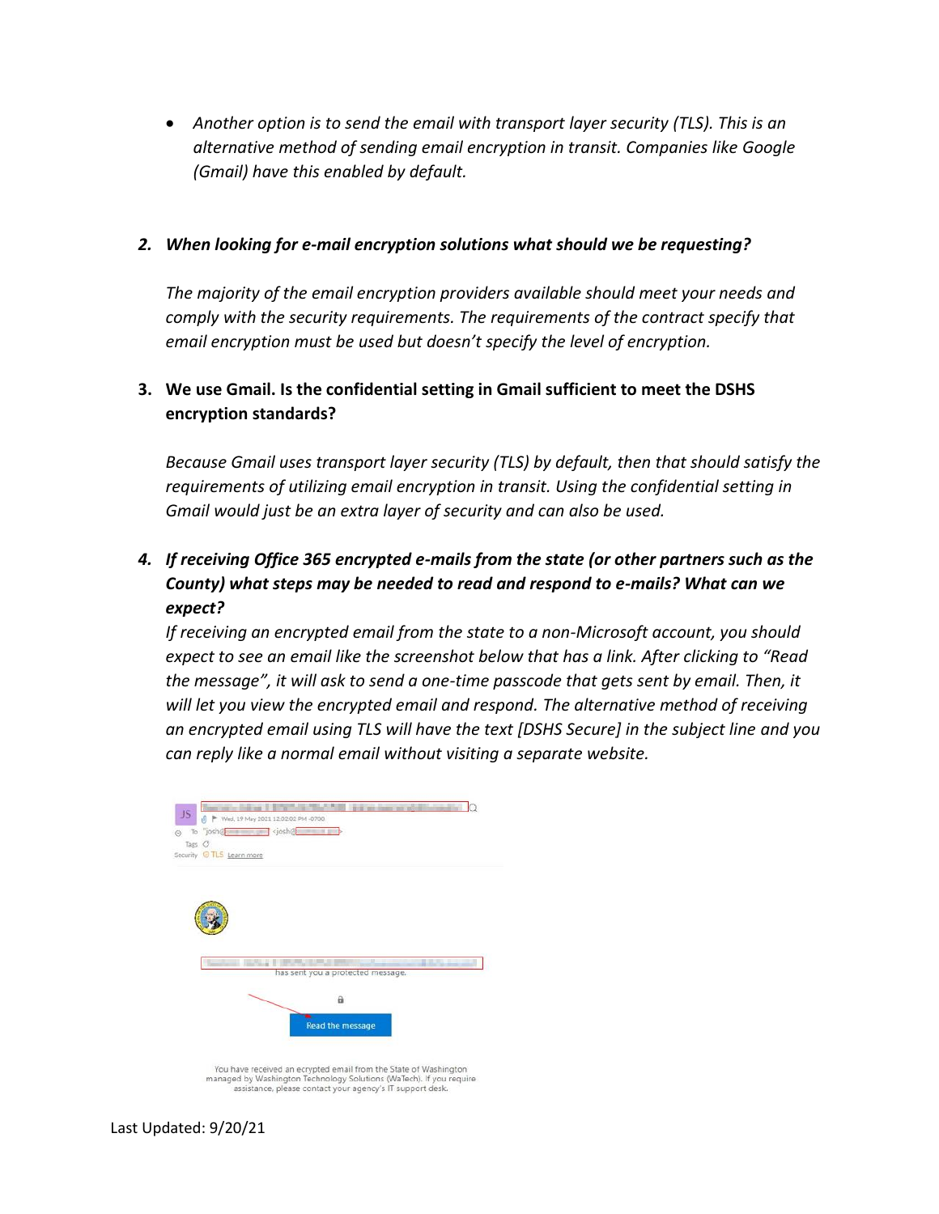- *Another option is to send the email with transport layer security (TLS). This is an alternative method of sending email encryption in transit. Companies like Google (Gmail) have this enabled by default.*

2. ***When looking for e-mail encryption solutions what should we be requesting?***

   *The majority of the email encryption providers available should meet your needs and comply with the security requirements. The requirements of the contract specify that email encryption must be used but doesn't specify the level of encryption.*

3. **We use Gmail. Is the confidential setting in Gmail sufficient to meet the DSHS encryption standards?**

   *Because Gmail uses transport layer security (TLS) by default, then that should satisfy the requirements of utilizing email encryption in transit. Using the confidential setting in Gmail would just be an extra layer of security and can also be used.*

4. ***If receiving Office 365 encrypted e-mails from the state (or other partners such as the County) what steps may be needed to read and respond to e-mails? What can we expect?***

   *If receiving an encrypted email from the state to a non-Microsoft account, you should expect to see an email like the screenshot below that has a link. After clicking to "Read the message", it will ask to send a one-time passcode that gets sent by email. Then, it will let you view the encrypted email and respond. The alternative method of receiving an encrypted email using TLS will have the text [DSHS Secure] in the subject line and you can reply like a normal email without visiting a separate website.*

has sent you a protected message.

Read the message

You have received an ecrypted email from the State of Washington managed by Washington Technology Solutions (WaTech). If you require assistance, please contact your agency's IT support desk.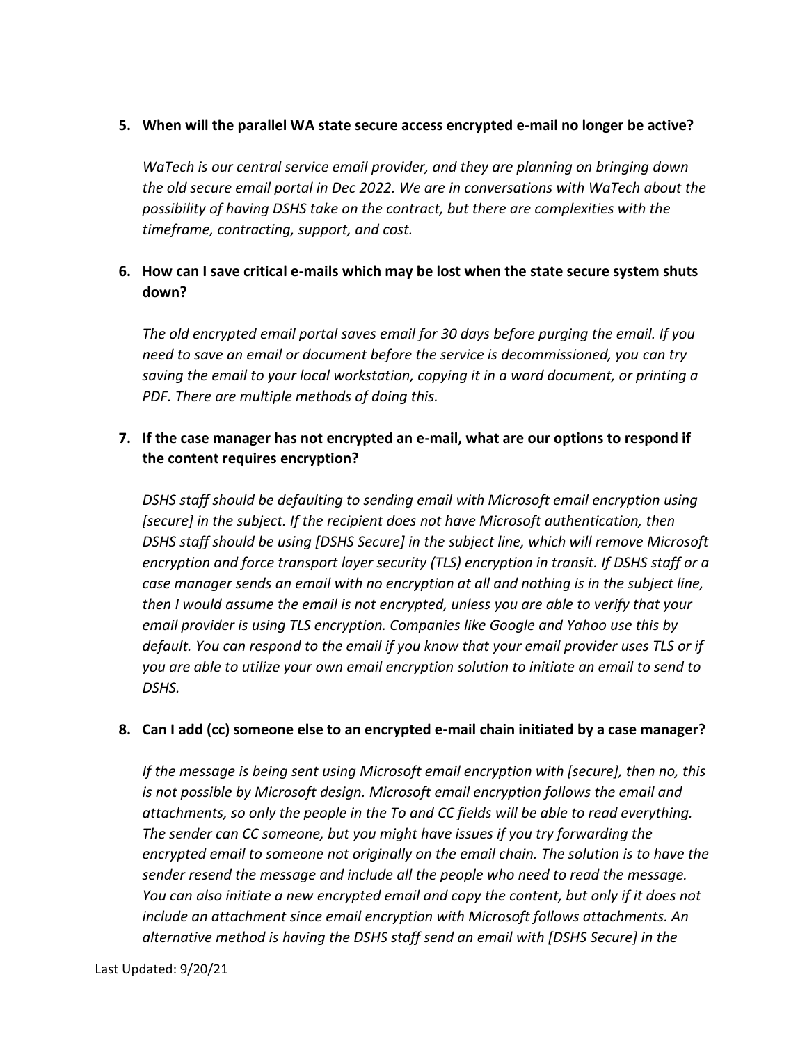5. **When will the parallel WA state secure access encrypted e-mail no longer be active?**

   *WaTech is our central service email provider, and they are planning on bringing down the old secure email portal in Dec 2022. We are in conversations with WaTech about the possibility of having DSHS take on the contract, but there are complexities with the timeframe, contracting, support, and cost.*

6. **How can I save critical e-mails which may be lost when the state secure system shuts down?**

   *The old encrypted email portal saves email for 30 days before purging the email. If you need to save an email or document before the service is decommissioned, you can try saving the email to your local workstation, copying it in a word document, or printing a PDF. There are multiple methods of doing this.*

7. **If the case manager has not encrypted an e-mail, what are our options to respond if the content requires encryption?**

   *DSHS staff should be defaulting to sending email with Microsoft email encryption using [secure] in the subject. If the recipient does not have Microsoft authentication, then DSHS staff should be using [DSHS Secure] in the subject line, which will remove Microsoft encryption and force transport layer security (TLS) encryption in transit. If DSHS staff or a case manager sends an email with no encryption at all and nothing is in the subject line, then I would assume the email is not encrypted, unless you are able to verify that your email provider is using TLS encryption. Companies like Google and Yahoo use this by default. You can respond to the email if you know that your email provider uses TLS or if you are able to utilize your own email encryption solution to initiate an email to send to DSHS.*

8. **Can I add (cc) someone else to an encrypted e-mail chain initiated by a case manager?**

   *If the message is being sent using Microsoft email encryption with [secure], then no, this is not possible by Microsoft design. Microsoft email encryption follows the email and attachments, so only the people in the To and CC fields will be able to read everything. The sender can CC someone, but you might have issues if you try forwarding the encrypted email to someone not originally on the email chain. The solution is to have the sender resend the message and include all the people who need to read the message. You can also initiate a new encrypted email and copy the content, but only if it does not include an attachment since email encryption with Microsoft follows attachments. An alternative method is having the DSHS staff send an email with [DSHS Secure] in the*

Last Updated: 9/20/21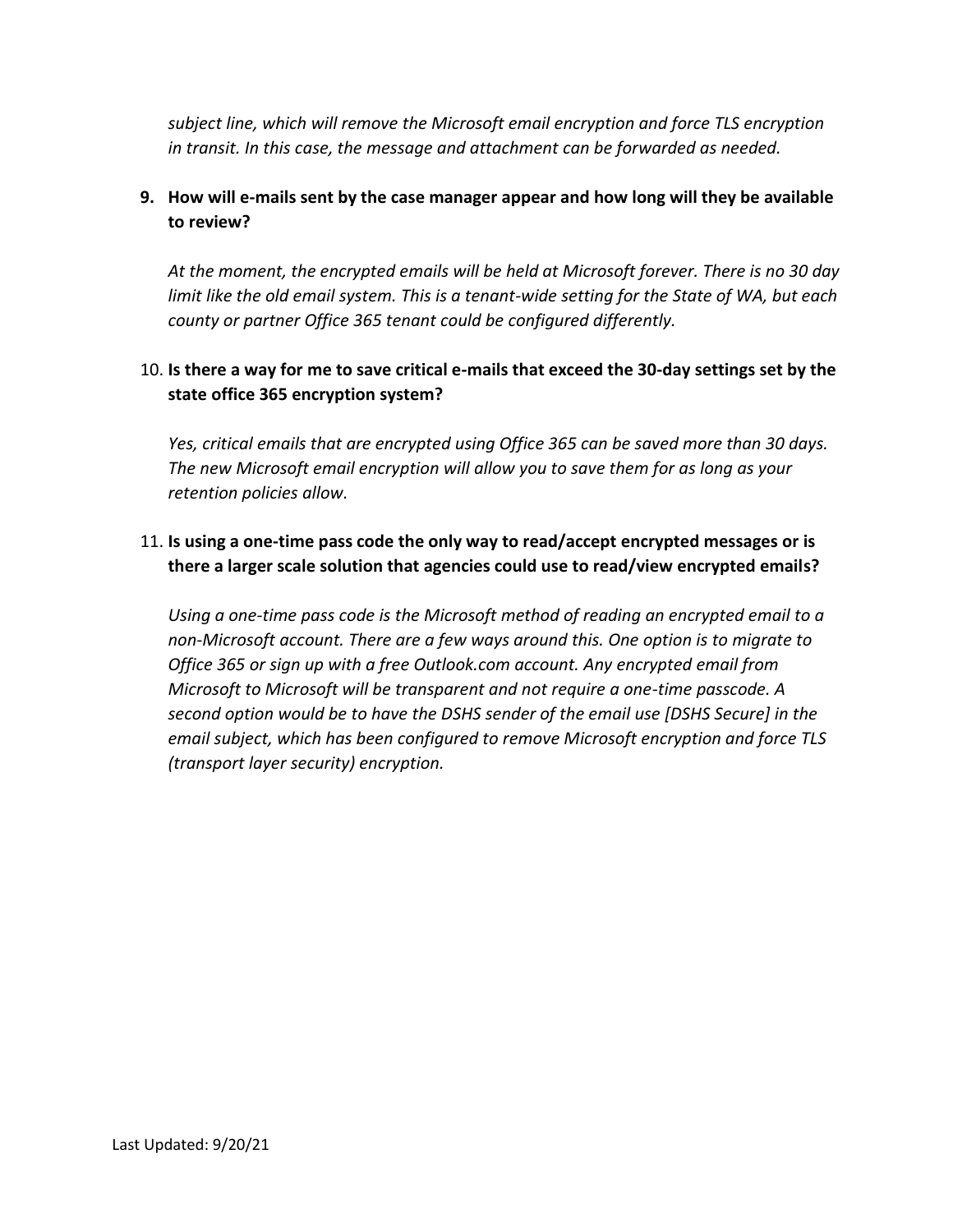*subject line, which will remove the Microsoft email encryption and force TLS encryption in transit. In this case, the message and attachment can be forwarded as needed.*

9. **How will e-mails sent by the case manager appear and how long will they be available to review?**

   *At the moment, the encrypted emails will be held at Microsoft forever. There is no 30 day limit like the old email system. This is a tenant-wide setting for the State of WA, but each county or partner Office 365 tenant could be configured differently.*

10. **Is there a way for me to save critical e-mails that exceed the 30-day settings set by the state office 365 encryption system?**

    *Yes, critical emails that are encrypted using Office 365 can be saved more than 30 days. The new Microsoft email encryption will allow you to save them for as long as your retention policies allow.*

11. **Is using a one-time pass code the only way to read/accept encrypted messages or is there a larger scale solution that agencies could use to read/view encrypted emails?**

    *Using a one-time pass code is the Microsoft method of reading an encrypted email to a non-Microsoft account. There are a few ways around this. One option is to migrate to Office 365 or sign up with a free Outlook.com account. Any encrypted email from Microsoft to Microsoft will be transparent and not require a one-time passcode. A second option would be to have the DSHS sender of the email use [DSHS Secure] in the email subject, which has been configured to remove Microsoft encryption and force TLS (transport layer security) encryption.*

Last Updated: 9/20/21